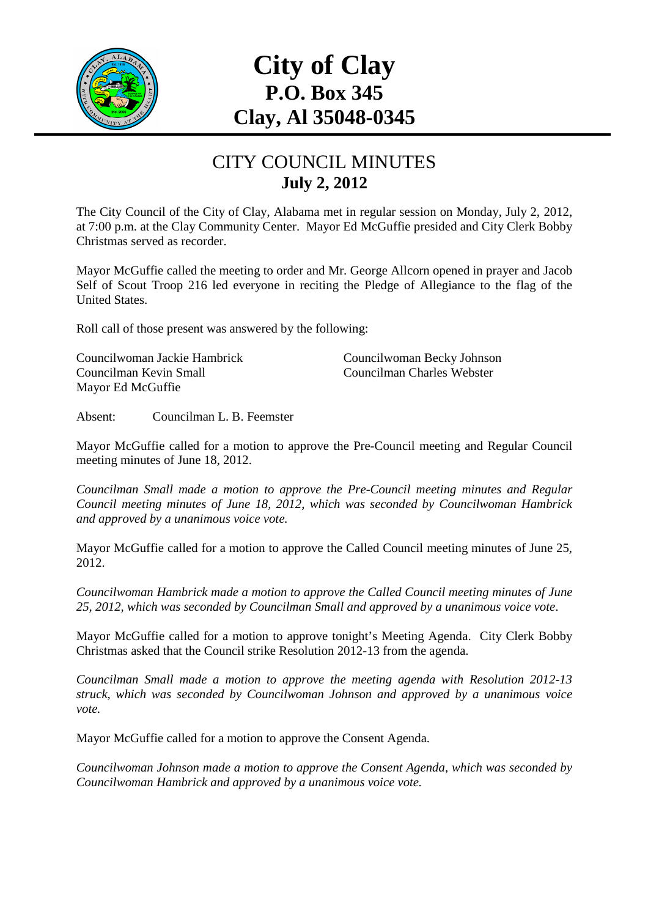# City of Clay
## P.O. Box 345
## Clay, Al 35048-0345

## CITY COUNCIL MINUTES
### July 2, 2012

The City Council of the City of Clay, Alabama met in regular session on Monday, July 2, 2012, at 7:00 p.m. at the Clay Community Center. Mayor Ed McGuffie presided and City Clerk Bobby Christmas served as recorder.

Mayor McGuffie called the meeting to order and Mr. George Allcorn opened in prayer and Jacob Self of Scout Troop 216 led everyone in reciting the Pledge of Allegiance to the flag of the United States.

Roll call of those present was answered by the following:

Councilwoman Jackie Hambrick
Councilwoman Becky Johnson
Councilman Kevin Small
Councilman Charles Webster
Mayor Ed McGuffie

Absent: Councilman L. B. Feemster

Mayor McGuffie called for a motion to approve the Pre-Council meeting and Regular Council meeting minutes of June 18, 2012.

*Councilman Small made a motion to approve the Pre-Council meeting minutes and Regular Council meeting minutes of June 18, 2012, which was seconded by Councilwoman Hambrick and approved by a unanimous voice vote.*

Mayor McGuffie called for a motion to approve the Called Council meeting minutes of June 25, 2012.

*Councilwoman Hambrick made a motion to approve the Called Council meeting minutes of June 25, 2012, which was seconded by Councilman Small and approved by a unanimous voice vote.*

Mayor McGuffie called for a motion to approve tonight's Meeting Agenda. City Clerk Bobby Christmas asked that the Council strike Resolution 2012-13 from the agenda.

*Councilman Small made a motion to approve the meeting agenda with Resolution 2012-13 struck, which was seconded by Councilwoman Johnson and approved by a unanimous voice vote.*

Mayor McGuffie called for a motion to approve the Consent Agenda.

*Councilwoman Johnson made a motion to approve the Consent Agenda, which was seconded by Councilwoman Hambrick and approved by a unanimous voice vote.*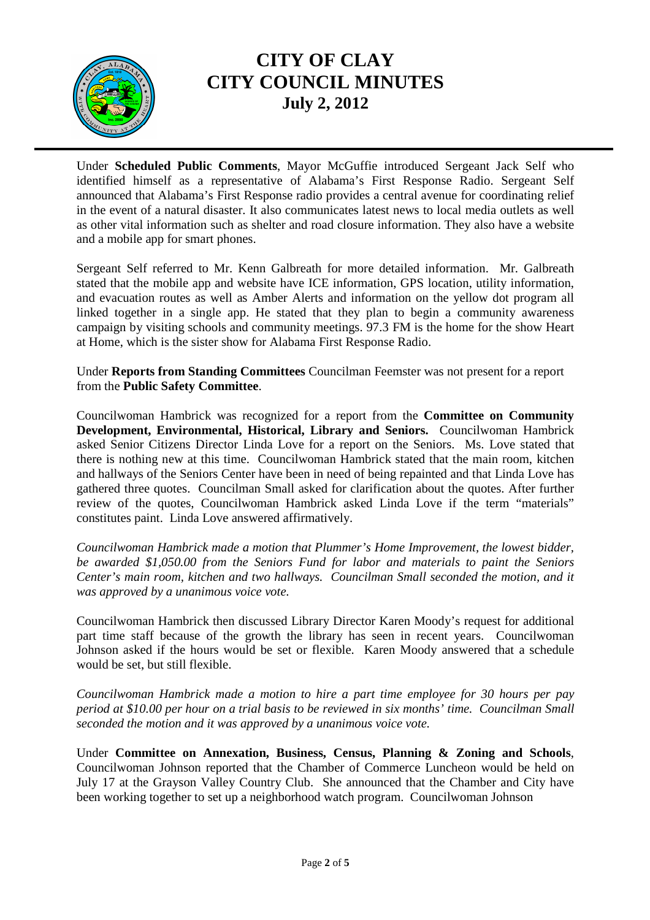Under **Scheduled Public Comments**, Mayor McGuffie introduced Sergeant Jack Self who identified himself as a representative of Alabama's First Response Radio. Sergeant Self announced that Alabama's First Response radio provides a central avenue for coordinating relief in the event of a natural disaster. It also communicates latest news to local media outlets as well as other vital information such as shelter and road closure information. They also have a website and a mobile app for smart phones.

Sergeant Self referred to Mr. Kenn Galbreath for more detailed information. Mr. Galbreath stated that the mobile app and website have ICE information, GPS location, utility information, and evacuation routes as well as Amber Alerts and information on the yellow dot program all linked together in a single app. He stated that they plan to begin a community awareness campaign by visiting schools and community meetings. 97.3 FM is the home for the show Heart at Home, which is the sister show for Alabama First Response Radio.

Under **Reports from Standing Committees** Councilman Feemster was not present for a report from the **Public Safety Committee**.

Councilwoman Hambrick was recognized for a report from the **Committee on Community Development, Environmental, Historical, Library and Seniors.** Councilwoman Hambrick asked Senior Citizens Director Linda Love for a report on the Seniors. Ms. Love stated that there is nothing new at this time. Councilwoman Hambrick stated that the main room, kitchen and hallways of the Seniors Center have been in need of being repainted and that Linda Love has gathered three quotes. Councilman Small asked for clarification about the quotes. After further review of the quotes, Councilwoman Hambrick asked Linda Love if the term "materials" constitutes paint. Linda Love answered affirmatively.

*Councilwoman Hambrick made a motion that Plummer's Home Improvement, the lowest bidder, be awarded $1,050.00 from the Seniors Fund for labor and materials to paint the Seniors Center's main room, kitchen and two hallways. Councilman Small seconded the motion, and it was approved by a unanimous voice vote.*

Councilwoman Hambrick then discussed Library Director Karen Moody's request for additional part time staff because of the growth the library has seen in recent years. Councilwoman Johnson asked if the hours would be set or flexible. Karen Moody answered that a schedule would be set, but still flexible.

*Councilwoman Hambrick made a motion to hire a part time employee for 30 hours per pay period at $10.00 per hour on a trial basis to be reviewed in six months' time. Councilman Small seconded the motion and it was approved by a unanimous voice vote.*

Under **Committee on Annexation, Business, Census, Planning & Zoning and Schools**, Councilwoman Johnson reported that the Chamber of Commerce Luncheon would be held on July 17 at the Grayson Valley Country Club. She announced that the Chamber and City have been working together to set up a neighborhood watch program. Councilwoman Johnson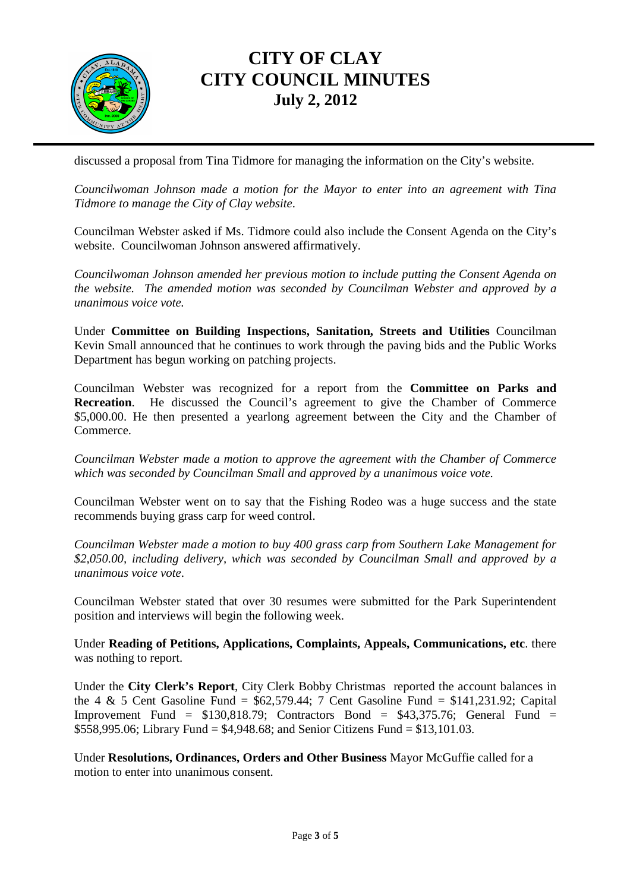discussed a proposal from Tina Tidmore for managing the information on the City's website.

*Councilwoman Johnson made a motion for the Mayor to enter into an agreement with Tina Tidmore to manage the City of Clay website*.

Councilman Webster asked if Ms. Tidmore could also include the Consent Agenda on the City's website. Councilwoman Johnson answered affirmatively.

*Councilwoman Johnson amended her previous motion to include putting the Consent Agenda on the website. The amended motion was seconded by Councilman Webster and approved by a unanimous voice vote.*

Under **Committee on Building Inspections, Sanitation, Streets and Utilities** Councilman Kevin Small announced that he continues to work through the paving bids and the Public Works Department has begun working on patching projects.

Councilman Webster was recognized for a report from the **Committee on Parks and Recreation**. He discussed the Council's agreement to give the Chamber of Commerce $5,000.00. He then presented a yearlong agreement between the City and the Chamber of Commerce.

*Councilman Webster made a motion to approve the agreement with the Chamber of Commerce which was seconded by Councilman Small and approved by a unanimous voice vote.*

Councilman Webster went on to say that the Fishing Rodeo was a huge success and the state recommends buying grass carp for weed control.

*Councilman Webster made a motion to buy 400 grass carp from Southern Lake Management for $2,050.00, including delivery, which was seconded by Councilman Small and approved by a unanimous voice vote*.

Councilman Webster stated that over 30 resumes were submitted for the Park Superintendent position and interviews will begin the following week.

Under **Reading of Petitions, Applications, Complaints, Appeals, Communications, etc**. there was nothing to report.

Under the **City Clerk's Report**, City Clerk Bobby Christmas reported the account balances in the 4 & 5 Cent Gasoline Fund = $62,579.44; 7 Cent Gasoline Fund = $141,231.92; Capital Improvement Fund = $130,818.79; Contractors Bond = $43,375.76; General Fund = $558,995.06; Library Fund = $4,948.68; and Senior Citizens Fund = $13,101.03.

Under **Resolutions, Ordinances, Orders and Other Business** Mayor McGuffie called for a motion to enter into unanimous consent.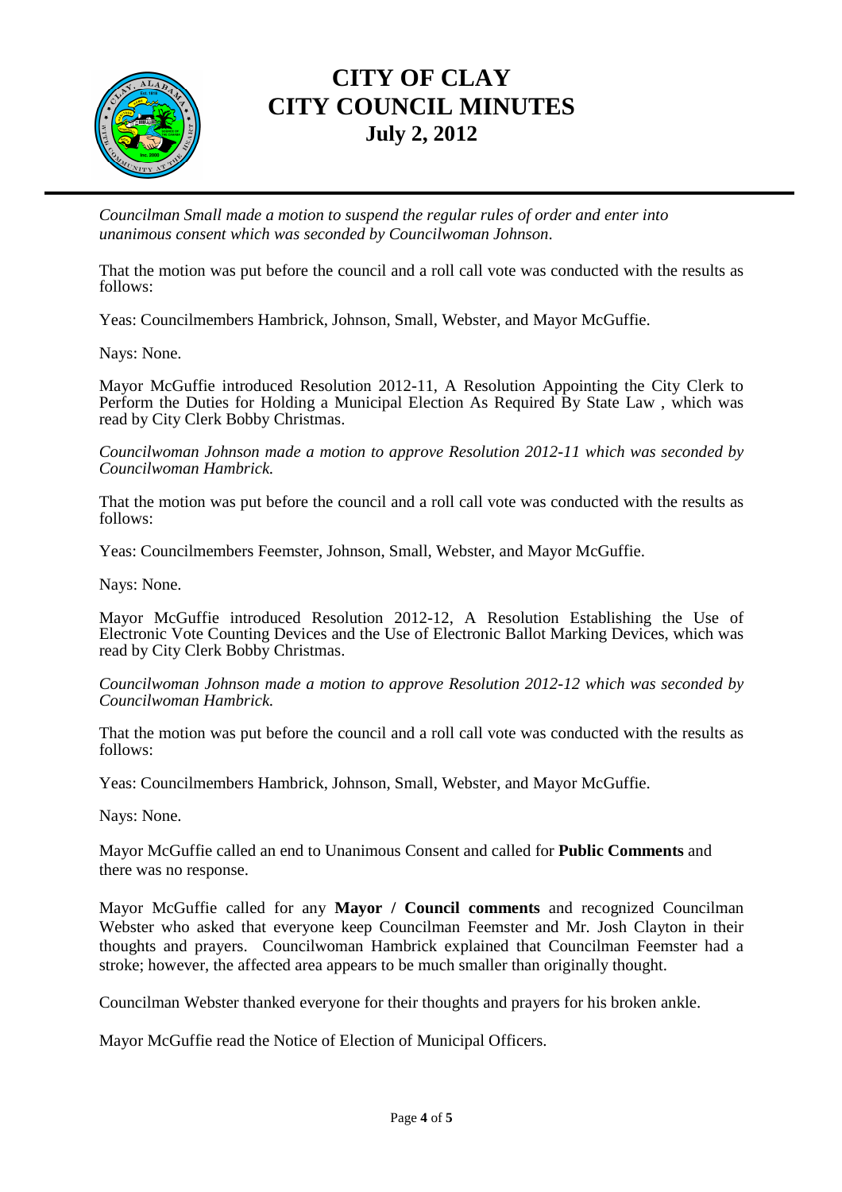*Councilman Small made a motion to suspend the regular rules of order and enter into unanimous consent which was seconded by Councilwoman Johnson*.

That the motion was put before the council and a roll call vote was conducted with the results as follows:

Yeas: Councilmembers Hambrick, Johnson, Small, Webster, and Mayor McGuffie.

Nays: None.

Mayor McGuffie introduced Resolution 2012-11, A Resolution Appointing the City Clerk to Perform the Duties for Holding a Municipal Election As Required By State Law , which was read by City Clerk Bobby Christmas.

*Councilwoman Johnson made a motion to approve Resolution 2012-11 which was seconded by Councilwoman Hambrick.*

That the motion was put before the council and a roll call vote was conducted with the results as follows:

Yeas: Councilmembers Feemster, Johnson, Small, Webster, and Mayor McGuffie.

Nays: None.

Mayor McGuffie introduced Resolution 2012-12, A Resolution Establishing the Use of Electronic Vote Counting Devices and the Use of Electronic Ballot Marking Devices, which was read by City Clerk Bobby Christmas.

*Councilwoman Johnson made a motion to approve Resolution 2012-12 which was seconded by Councilwoman Hambrick.*

That the motion was put before the council and a roll call vote was conducted with the results as follows:

Yeas: Councilmembers Hambrick, Johnson, Small, Webster, and Mayor McGuffie.

Nays: None.

Mayor McGuffie called an end to Unanimous Consent and called for **Public Comments** and there was no response.

Mayor McGuffie called for any **Mayor / Council comments** and recognized Councilman Webster who asked that everyone keep Councilman Feemster and Mr. Josh Clayton in their thoughts and prayers. Councilwoman Hambrick explained that Councilman Feemster had a stroke; however, the affected area appears to be much smaller than originally thought.

Councilman Webster thanked everyone for their thoughts and prayers for his broken ankle.

Mayor McGuffie read the Notice of Election of Municipal Officers.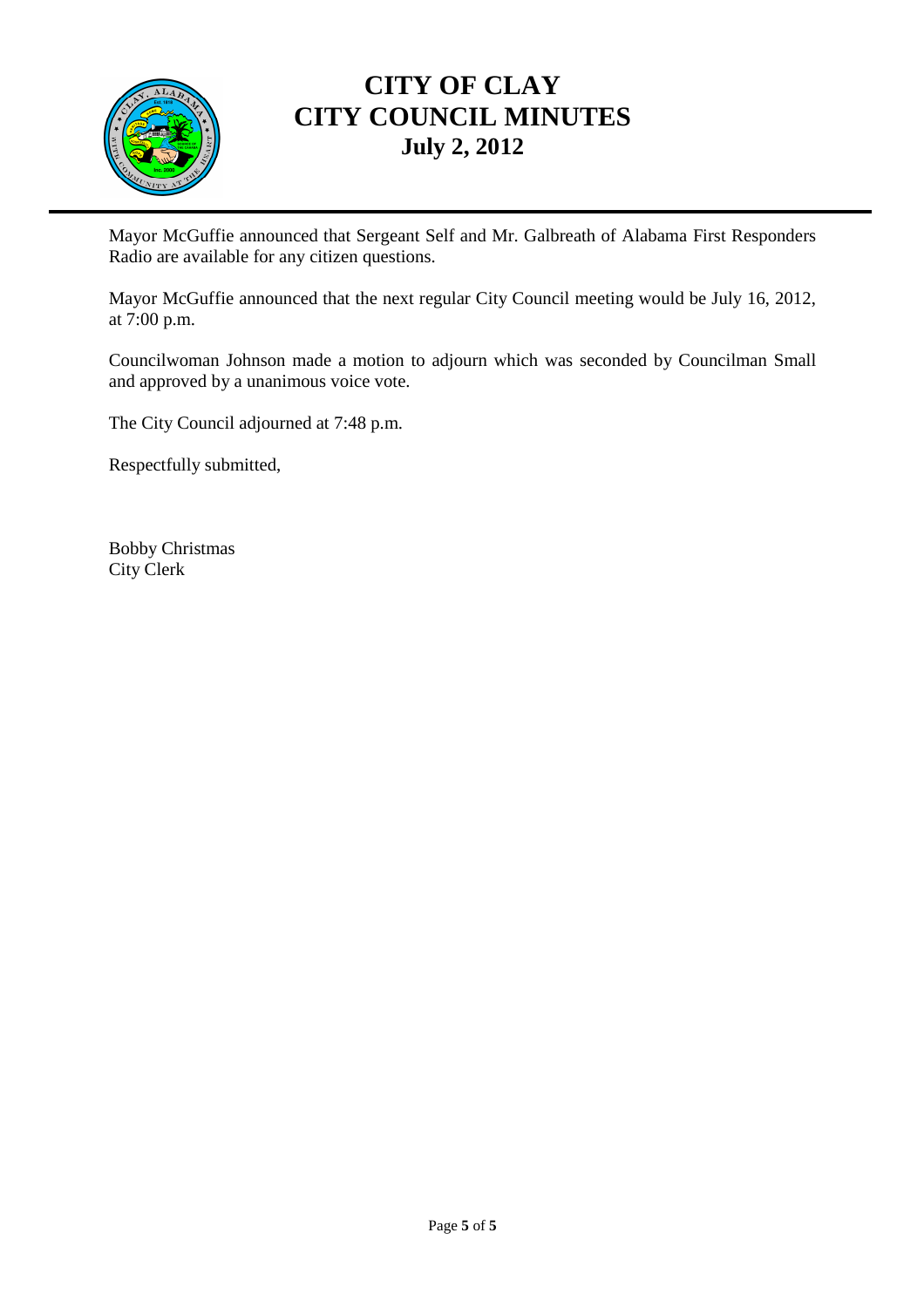Mayor McGuffie announced that Sergeant Self and Mr. Galbreath of Alabama First Responders Radio are available for any citizen questions.

Mayor McGuffie announced that the next regular City Council meeting would be July 16, 2012, at 7:00 p.m.

Councilwoman Johnson made a motion to adjourn which was seconded by Councilman Small and approved by a unanimous voice vote.

The City Council adjourned at 7:48 p.m.

Respectfully submitted,

Bobby Christmas
City Clerk